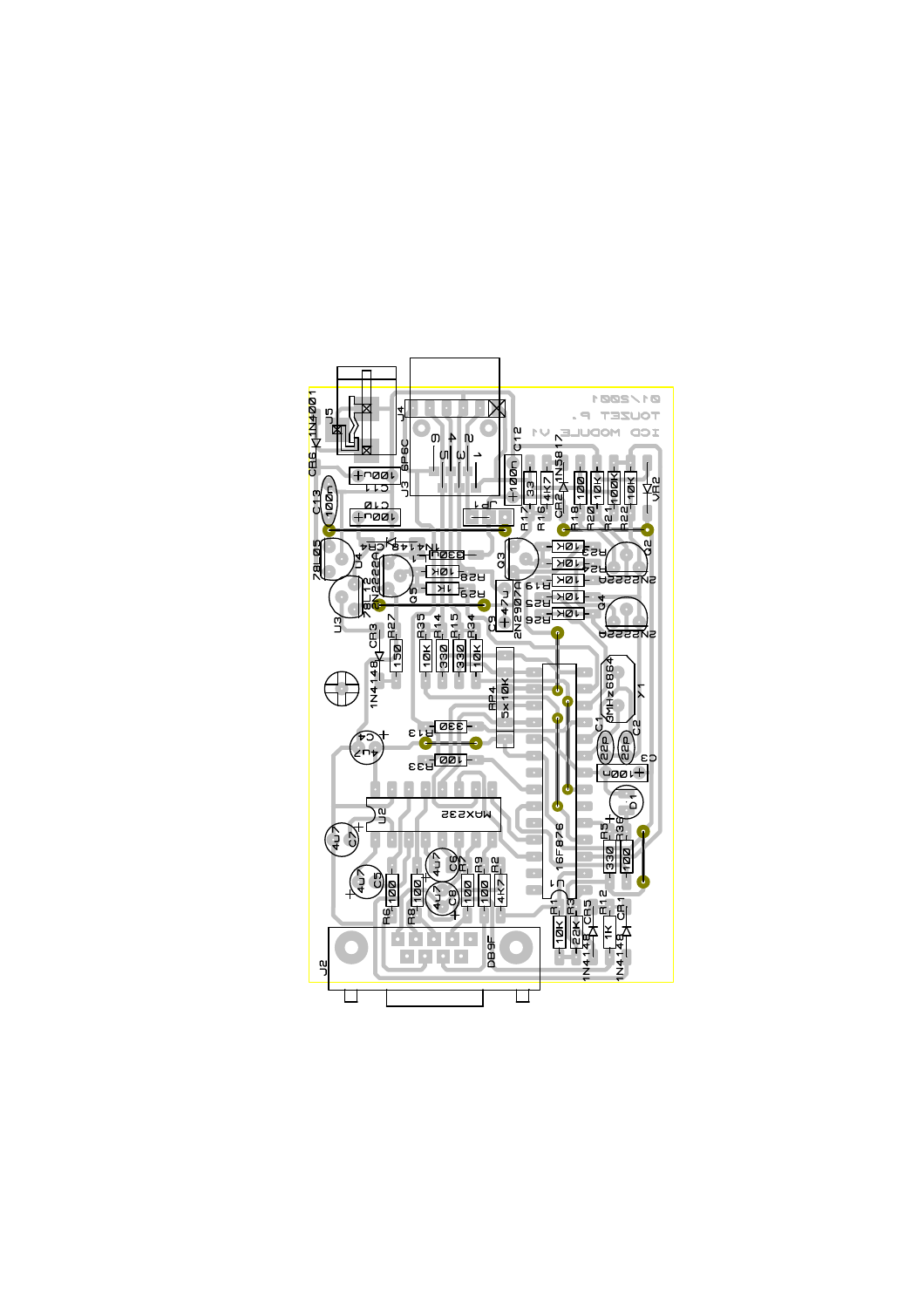ICD MODULE V1

TOUZET P.

01/2001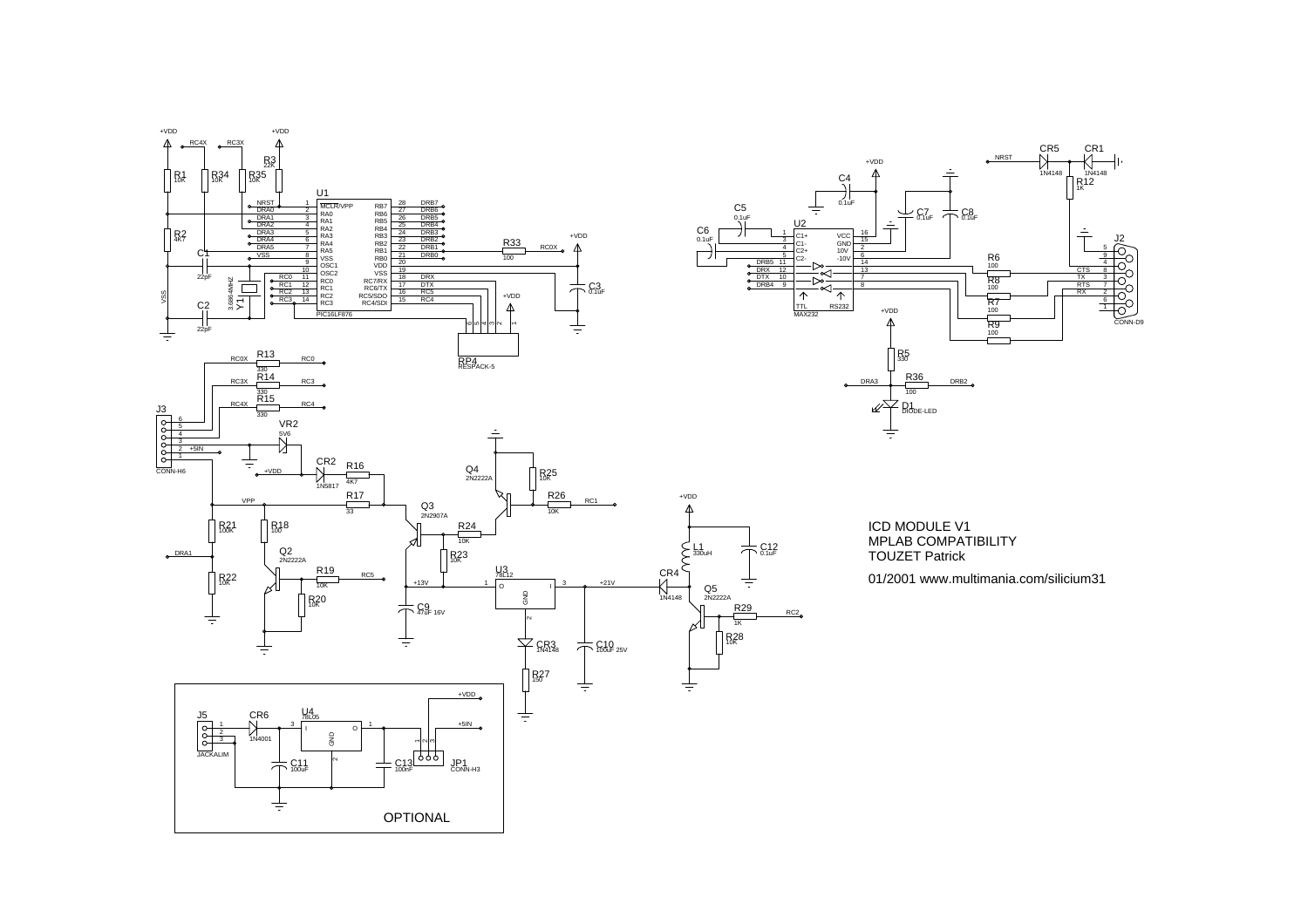ICD MODULE V1
MPLAB COMPATIBILITY
TOUZET Patrick

01/2001 www.multimania.com/silicium31

OPTIONAL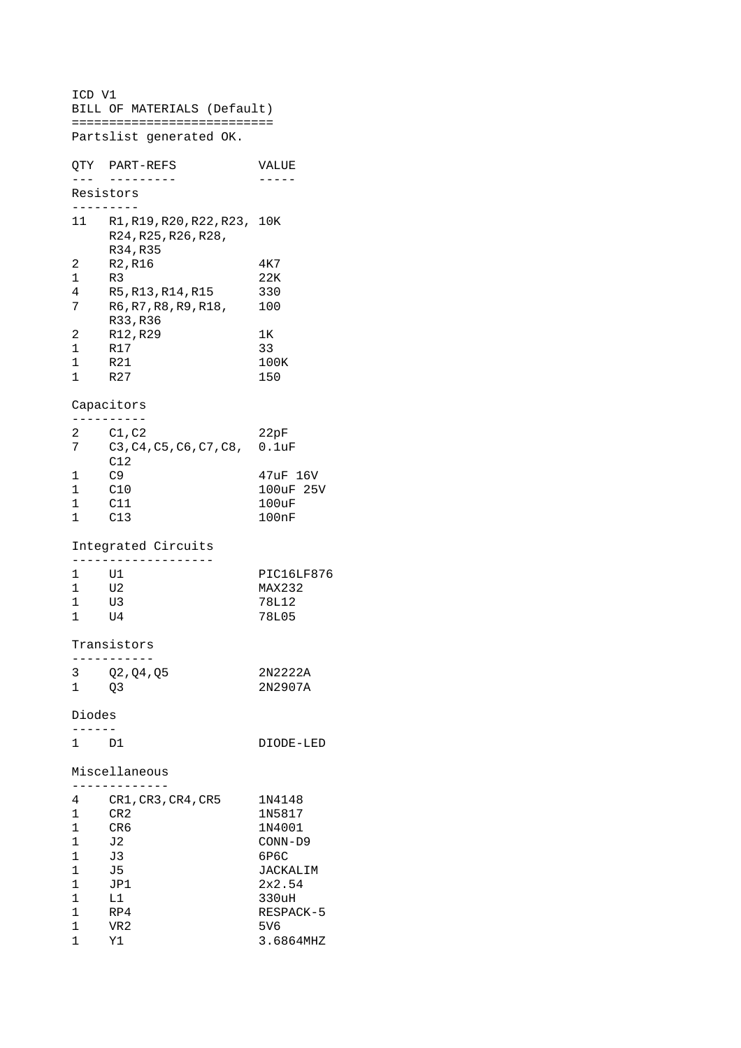ICD V1

BILL OF MATERIALS (Default)

Partslist generated OK.

| QTY | PART-REFS | VALUE |
|---|---|---|
| **Resistors** | | |
| 11 | R1,R19,R20,R22,R23, R24,R25,R26,R28, R34,R35 | 10K |
| 2 | R2,R16 | 4K7 |
| 1 | R3 | 22K |
| 4 | R5,R13,R14,R15 | 330 |
| 7 | R6,R7,R8,R9,R18, R33,R36 | 100 |
| 2 | R12,R29 | 1K |
| 1 | R17 | 33 |
| 1 | R21 | 100K |
| 1 | R27 | 150 |
| **Capacitors** | | |
| 2 | C1,C2 | 22pF |
| 7 | C3,C4,C5,C6,C7,C8, C12 | 0.1uF |
| 1 | C9 | 47uF 16V |
| 1 | C10 | 100uF 25V |
| 1 | C11 | 100uF |
| 1 | C13 | 100nF |
| **Integrated Circuits** | | |
| 1 | U1 | PIC16LF876 |
| 1 | U2 | MAX232 |
| 1 | U3 | 78L12 |
| 1 | U4 | 78L05 |
| **Transistors** | | |
| 3 | Q2,Q4,Q5 | 2N2222A |
| 1 | Q3 | 2N2907A |
| **Diodes** | | |
| 1 | D1 | DIODE-LED |
| **Miscellaneous** | | |
| 4 | CR1,CR3,CR4,CR5 | 1N4148 |
| 1 | CR2 | 1N5817 |
| 1 | CR6 | 1N4001 |
| 1 | J2 | CONN-D9 |
| 1 | J3 | 6P6C |
| 1 | J5 | JACKALIM |
| 1 | JP1 | 2x2.54 |
| 1 | L1 | 330uH |
| 1 | RP4 | RESPACK-5 |
| 1 | VR2 | 5V6 |
| 1 | Y1 | 3.6864MHZ |